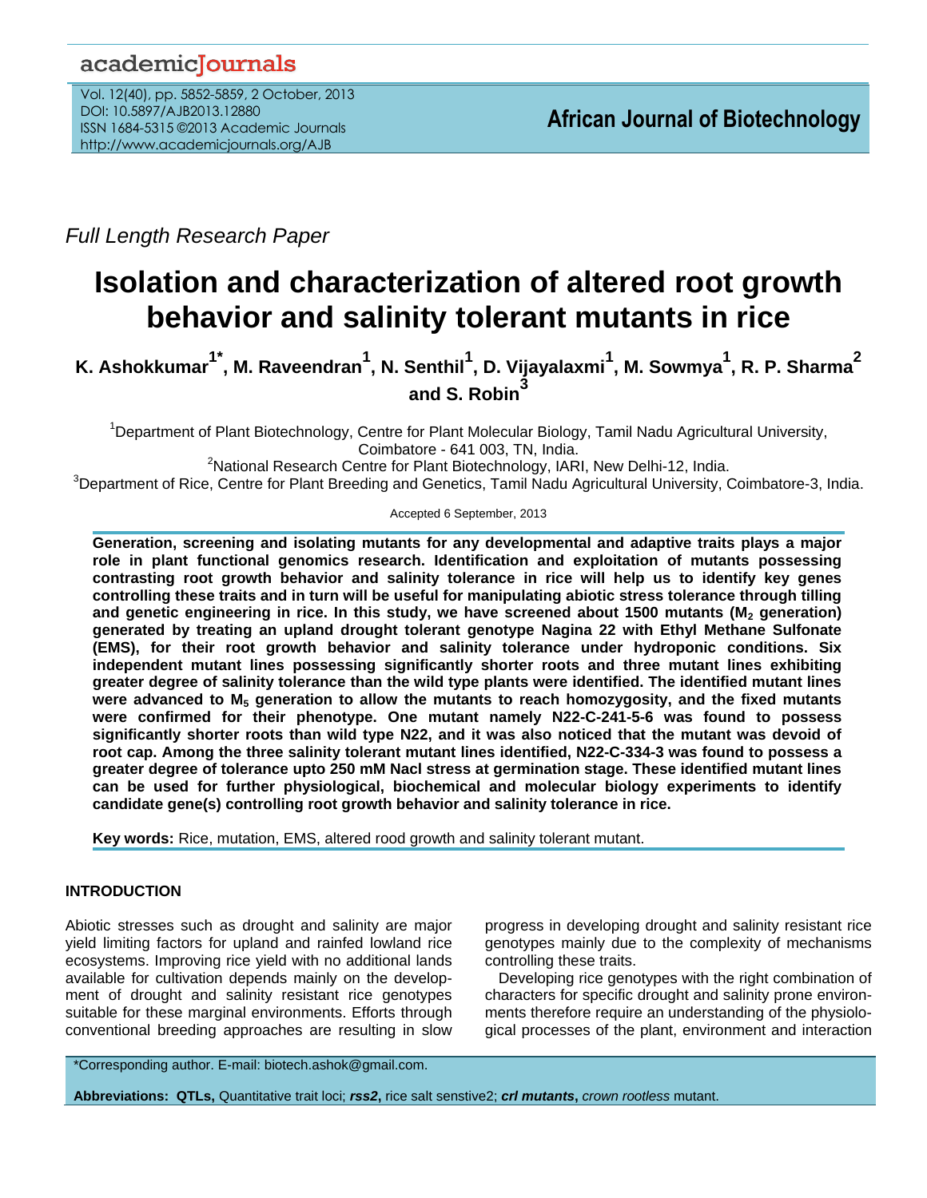*Full Length Research Paper*

# Isolation and characterization of altered root growth behavior and salinity tolerant mutants in rice

**K. Ashokkumar[1*], M. Raveendran[1], N. Senthil[1], D. Vijayalaxmi[1], M. Sowmya[1], R. P. Sharma[2] and S. Robin[3]**

[1]Department of Plant Biotechnology, Centre for Plant Molecular Biology, Tamil Nadu Agricultural University, Coimbatore - 641 003, TN, India.
[2]National Research Centre for Plant Biotechnology, IARI, New Delhi-12, India.
[3]Department of Rice, Centre for Plant Breeding and Genetics, Tamil Nadu Agricultural University, Coimbatore-3, India.

Accepted 6 September, 2013

**Generation, screening and isolating mutants for any developmental and adaptive traits plays a major role in plant functional genomics research. Identification and exploitation of mutants possessing contrasting root growth behavior and salinity tolerance in rice will help us to identify key genes controlling these traits and in turn will be useful for manipulating abiotic stress tolerance through tilling and genetic engineering in rice. In this study, we have screened about 1500 mutants ($M_2$ generation) generated by treating an upland drought tolerant genotype Nagina 22 with Ethyl Methane Sulfonate (EMS), for their root growth behavior and salinity tolerance under hydroponic conditions. Six independent mutant lines possessing significantly shorter roots and three mutant lines exhibiting greater degree of salinity tolerance than the wild type plants were identified. The identified mutant lines were advanced to $M_5$ generation to allow the mutants to reach homozygosity, and the fixed mutants were confirmed for their phenotype. One mutant namely N22-C-241-5-6 was found to possess significantly shorter roots than wild type N22, and it was also noticed that the mutant was devoid of root cap. Among the three salinity tolerant mutant lines identified, N22-C-334-3 was found to possess a greater degree of tolerance upto 250 mM Nacl stress at germination stage. These identified mutant lines can be used for further physiological, biochemical and molecular biology experiments to identify candidate gene(s) controlling root growth behavior and salinity tolerance in rice.**

**Key words:** Rice, mutation, EMS, altered rood growth and salinity tolerant mutant.

## INTRODUCTION

Abiotic stresses such as drought and salinity are major yield limiting factors for upland and rainfed lowland rice ecosystems. Improving rice yield with no additional lands available for cultivation depends mainly on the development of drought and salinity resistant rice genotypes suitable for these marginal environments. Efforts through conventional breeding approaches are resulting in slow progress in developing drought and salinity resistant rice genotypes mainly due to the complexity of mechanisms controlling these traits.

Developing rice genotypes with the right combination of characters for specific drought and salinity prone environments therefore require an understanding of the physiological processes of the plant, environment and interaction

*Corresponding author. E-mail: biotech.ashok@gmail.com.

**Abbreviations: QTLs,** Quantitative trait loci; ***rss2*,** rice salt senstive2; ***crl mutants*,** *crown rootless* mutant.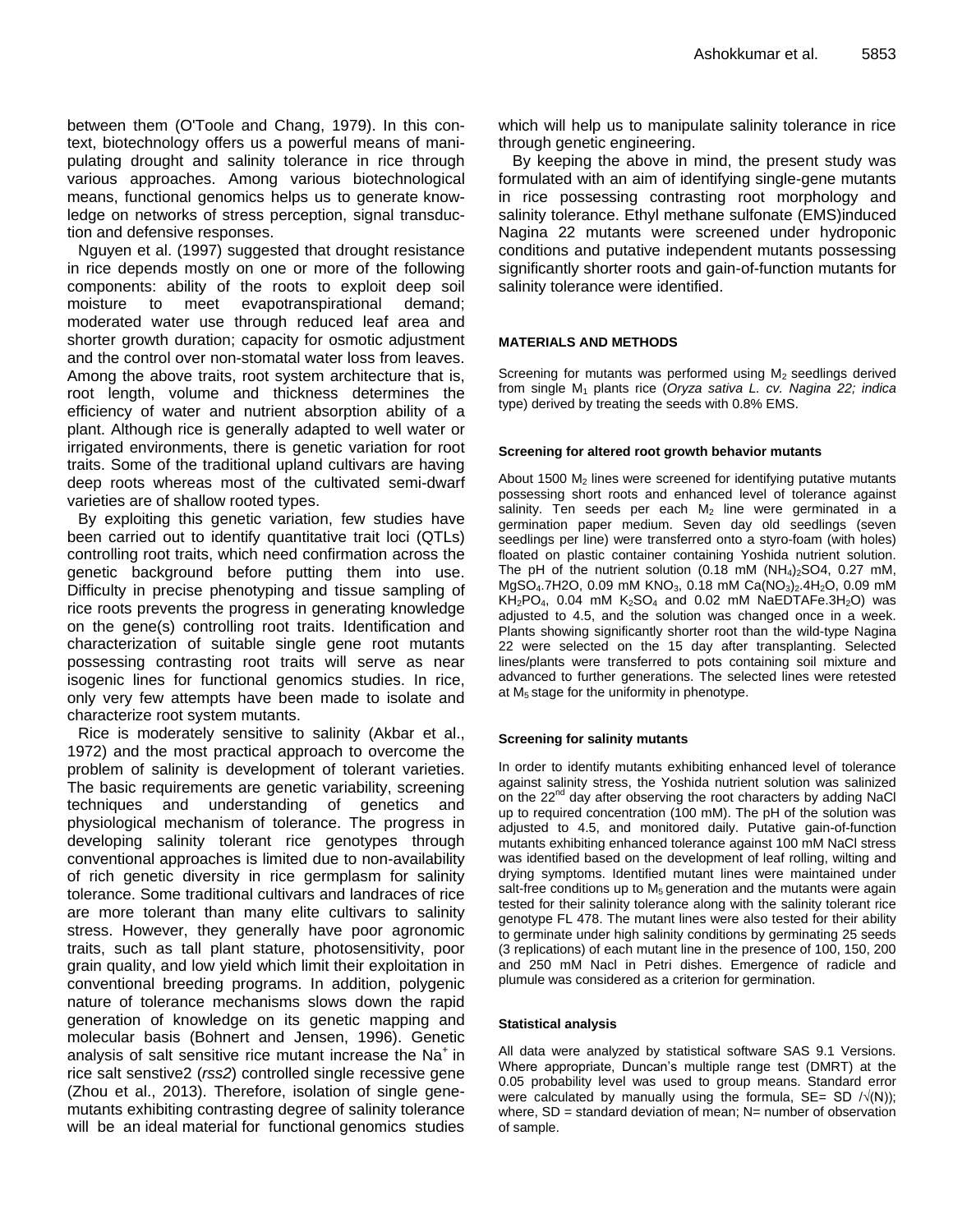between them (O'Toole and Chang, 1979). In this context, biotechnology offers us a powerful means of manipulating drought and salinity tolerance in rice through various approaches. Among various biotechnological means, functional genomics helps us to generate knowledge on networks of stress perception, signal transduction and defensive responses.

Nguyen et al. (1997) suggested that drought resistance in rice depends mostly on one or more of the following components: ability of the roots to exploit deep soil moisture to meet evapotranspirational demand; moderated water use through reduced leaf area and shorter growth duration; capacity for osmotic adjustment and the control over non-stomatal water loss from leaves. Among the above traits, root system architecture that is, root length, volume and thickness determines the efficiency of water and nutrient absorption ability of a plant. Although rice is generally adapted to well water or irrigated environments, there is genetic variation for root traits. Some of the traditional upland cultivars are having deep roots whereas most of the cultivated semi-dwarf varieties are of shallow rooted types.

By exploiting this genetic variation, few studies have been carried out to identify quantitative trait loci (QTLs) controlling root traits, which need confirmation across the genetic background before putting them into use. Difficulty in precise phenotyping and tissue sampling of rice roots prevents the progress in generating knowledge on the gene(s) controlling root traits. Identification and characterization of suitable single gene root mutants possessing contrasting root traits will serve as near isogenic lines for functional genomics studies. In rice, only very few attempts have been made to isolate and characterize root system mutants.

Rice is moderately sensitive to salinity (Akbar et al., 1972) and the most practical approach to overcome the problem of salinity is development of tolerant varieties. The basic requirements are genetic variability, screening techniques and understanding of genetics and physiological mechanism of tolerance. The progress in developing salinity tolerant rice genotypes through conventional approaches is limited due to non-availability of rich genetic diversity in rice germplasm for salinity tolerance. Some traditional cultivars and landraces of rice are more tolerant than many elite cultivars to salinity stress. However, they generally have poor agronomic traits, such as tall plant stature, photosensitivity, poor grain quality, and low yield which limit their exploitation in conventional breeding programs. In addition, polygenic nature of tolerance mechanisms slows down the rapid generation of knowledge on its genetic mapping and molecular basis (Bohnert and Jensen, 1996). Genetic analysis of salt sensitive rice mutant increase the $Na^+$ in rice salt senstive2 (*rss2*) controlled single recessive gene (Zhou et al., 2013). Therefore, isolation of single gene-mutants exhibiting contrasting degree of salinity tolerance will be an ideal material for functional genomics studies which will help us to manipulate salinity tolerance in rice through genetic engineering.

By keeping the above in mind, the present study was formulated with an aim of identifying single-gene mutants in rice possessing contrasting root morphology and salinity tolerance. Ethyl methane sulfonate (EMS)induced Nagina 22 mutants were screened under hydroponic conditions and putative independent mutants possessing significantly shorter roots and gain-of-function mutants for salinity tolerance were identified.

## MATERIALS AND METHODS

Screening for mutants was performed using $M_2$ seedlings derived from single $M_1$ plants rice (*Oryza sativa L. cv. Nagina 22; indica* type) derived by treating the seeds with 0.8% EMS.

### Screening for altered root growth behavior mutants

About 1500 $M_2$ lines were screened for identifying putative mutants possessing short roots and enhanced level of tolerance against salinity. Ten seeds per each $M_2$ line were germinated in a germination paper medium. Seven day old seedlings (seven seedlings per line) were transferred onto a styro-foam (with holes) floated on plastic container containing Yoshida nutrient solution. The pH of the nutrient solution (0.18 mM $(NH_4)_2SO4$, 0.27 mM, $MgSO_4.7H2O$, 0.09 mM $KNO_3$, 0.18 mM $Ca(NO_3)_2.4H_2O$, 0.09 mM $KH_2PO_4$, 0.04 mM $K_2SO_4$ and 0.02 mM $NaEDTAFe.3H_2O$) was adjusted to 4.5, and the solution was changed once in a week. Plants showing significantly shorter root than the wild-type Nagina 22 were selected on the 15 day after transplanting. Selected lines/plants were transferred to pots containing soil mixture and advanced to further generations. The selected lines were retested at $M_5$ stage for the uniformity in phenotype.

### Screening for salinity mutants

In order to identify mutants exhibiting enhanced level of tolerance against salinity stress, the Yoshida nutrient solution was salinized on the 22$^{nd}$ day after observing the root characters by adding NaCl up to required concentration (100 mM). The pH of the solution was adjusted to 4.5, and monitored daily. Putative gain-of-function mutants exhibiting enhanced tolerance against 100 mM NaCl stress was identified based on the development of leaf rolling, wilting and drying symptoms. Identified mutant lines were maintained under salt-free conditions up to $M_5$ generation and the mutants were again tested for their salinity tolerance along with the salinity tolerant rice genotype FL 478. The mutant lines were also tested for their ability to germinate under high salinity conditions by germinating 25 seeds (3 replications) of each mutant line in the presence of 100, 150, 200 and 250 mM Nacl in Petri dishes. Emergence of radicle and plumule was considered as a criterion for germination.

### Statistical analysis

All data were analyzed by statistical software SAS 9.1 Versions. Where appropriate, Duncan's multiple range test (DMRT) at the 0.05 probability level was used to group means. Standard error were calculated by manually using the formula, $SE = SD / \sqrt{(N)}$; where, SD = standard deviation of mean; N= number of observation of sample.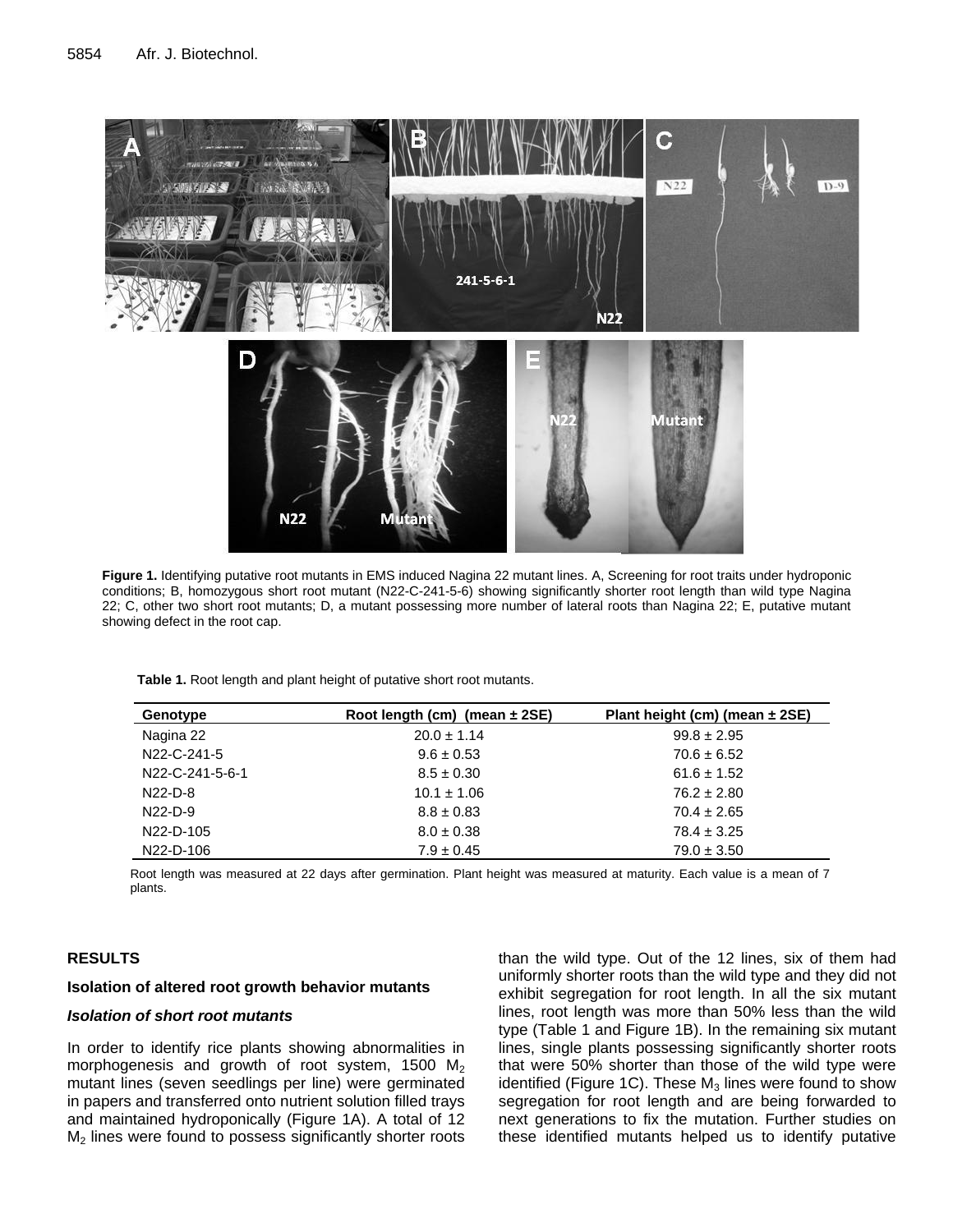**Figure 1.** Identifying putative root mutants in EMS induced Nagina 22 mutant lines. A, Screening for root traits under hydroponic conditions; B, homozygous short root mutant (N22-C-241-5-6) showing significantly shorter root length than wild type Nagina 22; C, other two short root mutants; D, a mutant possessing more number of lateral roots than Nagina 22; E, putative mutant showing defect in the root cap.

**Table 1.** Root length and plant height of putative short root mutants.

| Genotype | Root length (cm) (mean ± 2SE) | Plant height (cm) (mean ± 2SE) |
|---|---|---|
| Nagina 22 | 20.0 ± 1.14 | 99.8 ± 2.95 |
| N22-C-241-5 | 9.6 ± 0.53 | 70.6 ± 6.52 |
| N22-C-241-5-6-1 | 8.5 ± 0.30 | 61.6 ± 1.52 |
| N22-D-8 | 10.1 ± 1.06 | 76.2 ± 2.80 |
| N22-D-9 | 8.8 ± 0.83 | 70.4 ± 2.65 |
| N22-D-105 | 8.0 ± 0.38 | 78.4 ± 3.25 |
| N22-D-106 | 7.9 ± 0.45 | 79.0 ± 3.50 |

Root length was measured at 22 days after germination. Plant height was measured at maturity. Each value is a mean of 7 plants.

## RESULTS

### Isolation of altered root growth behavior mutants

#### *Isolation of short root mutants*

In order to identify rice plants showing abnormalities in morphogenesis and growth of root system, 1500 $M_2$ mutant lines (seven seedlings per line) were germinated in papers and transferred onto nutrient solution filled trays and maintained hydroponically (Figure 1A). A total of 12 $M_2$ lines were found to possess significantly shorter roots than the wild type. Out of the 12 lines, six of them had uniformly shorter roots than the wild type and they did not exhibit segregation for root length. In all the six mutant lines, root length was more than 50% less than the wild type (Table 1 and Figure 1B). In the remaining six mutant lines, single plants possessing significantly shorter roots that were 50% shorter than those of the wild type were identified (Figure 1C). These $M_3$ lines were found to show segregation for root length and are being forwarded to next generations to fix the mutation. Further studies on these identified mutants helped us to identify putative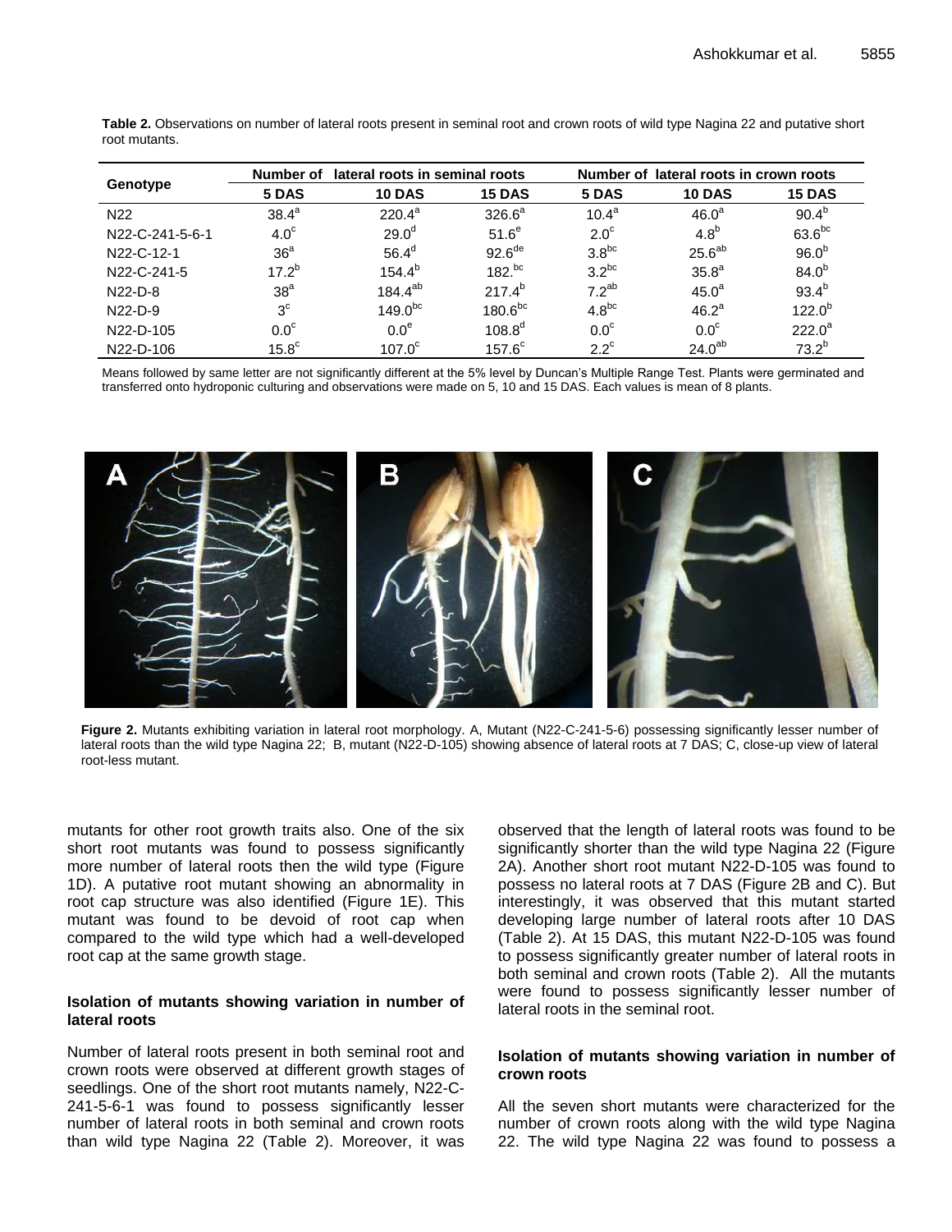**Table 2.** Observations on number of lateral roots present in seminal root and crown roots of wild type Nagina 22 and putative short root mutants.

| Genotype | Number of lateral roots in seminal roots | | | Number of lateral roots in crown roots | | |
|---|---|---|---|---|---|---|
| | 5 DAS | 10 DAS | 15 DAS | 5 DAS | 10 DAS | 15 DAS |
| N22 | 38.4[a] | 220.4[a] | 326.6[a] | 10.4[a] | 46.0[a] | 90.4[b] |
| N22-C-241-5-6-1 | 4.0[c] | 29.0[d] | 51.6[e] | 2.0[c] | 4.8[b] | 63.6[bc] |
| N22-C-12-1 | 36[a] | 56.4[d] | 92.6[de] | 3.8[bc] | 25.6[ab] | 96.0[b] |
| N22-C-241-5 | 17.2[b] | 154.4[b] | 182.[bc] | 3.2[bc] | 35.8[a] | 84.0[b] |
| N22-D-8 | 38[a] | 184.4[ab] | 217.4[b] | 7.2[ab] | 45.0[a] | 93.4[b] |
| N22-D-9 | 3[c] | 149.0[bc] | 180.6[bc] | 4.8[bc] | 46.2[a] | 122.0[b] |
| N22-D-105 | 0.0[c] | 0.0[e] | 108.8[d] | 0.0[c] | 0.0[c] | 222.0[a] |
| N22-D-106 | 15.8[c] | 107.0[c] | 157.6[c] | 2.2[c] | 24.0[ab] | 73.2[b] |

Means followed by same letter are not significantly different at the 5% level by Duncan's Multiple Range Test. Plants were germinated and transferred onto hydroponic culturing and observations were made on 5, 10 and 15 DAS. Each values is mean of 8 plants.

**Figure 2.** Mutants exhibiting variation in lateral root morphology. A, Mutant (N22-C-241-5-6) possessing significantly lesser number of lateral roots than the wild type Nagina 22; B, mutant (N22-D-105) showing absence of lateral roots at 7 DAS; C, close-up view of lateral root-less mutant.

mutants for other root growth traits also. One of the six short root mutants was found to possess significantly more number of lateral roots then the wild type (Figure 1D). A putative root mutant showing an abnormality in root cap structure was also identified (Figure 1E). This mutant was found to be devoid of root cap when compared to the wild type which had a well-developed root cap at the same growth stage.

### Isolation of mutants showing variation in number of lateral roots

Number of lateral roots present in both seminal root and crown roots were observed at different growth stages of seedlings. One of the short root mutants namely, N22-C-241-5-6-1 was found to possess significantly lesser number of lateral roots in both seminal and crown roots than wild type Nagina 22 (Table 2). Moreover, it was observed that the length of lateral roots was found to be significantly shorter than the wild type Nagina 22 (Figure 2A). Another short root mutant N22-D-105 was found to possess no lateral roots at 7 DAS (Figure 2B and C). But interestingly, it was observed that this mutant started developing large number of lateral roots after 10 DAS (Table 2). At 15 DAS, this mutant N22-D-105 was found to possess significantly greater number of lateral roots in both seminal and crown roots (Table 2). All the mutants were found to possess significantly lesser number of lateral roots in the seminal root.

### Isolation of mutants showing variation in number of crown roots

All the seven short mutants were characterized for the number of crown roots along with the wild type Nagina 22. The wild type Nagina 22 was found to possess a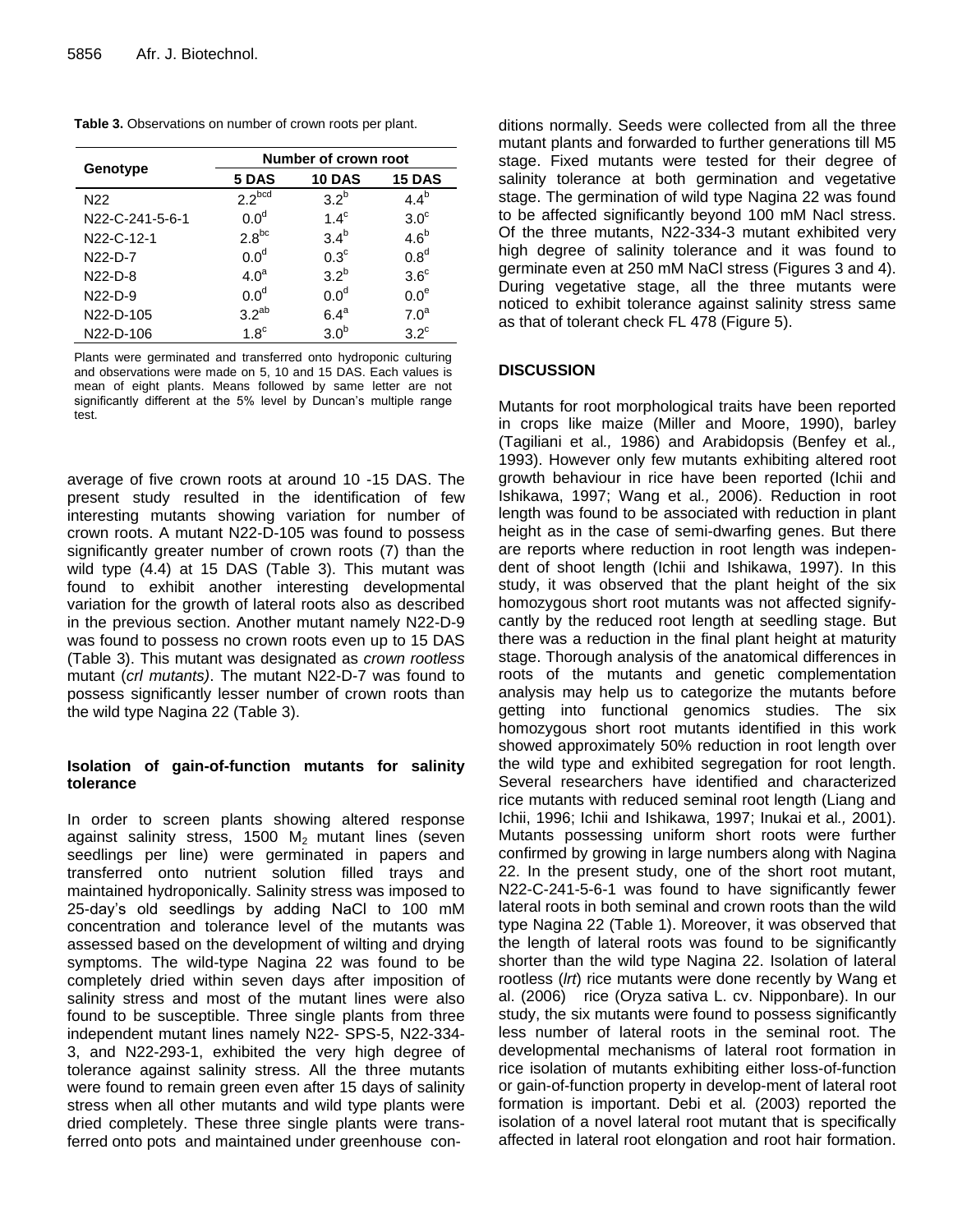**Table 3.** Observations on number of crown roots per plant.

| Genotype | Number of crown root | | |
|---|---|---|---|
| | 5 DAS | 10 DAS | 15 DAS |
| N22 | $2.2^{bcd}$ | $3.2^{b}$ | $4.4^{b}$ |
| N22-C-241-5-6-1 | $0.0^{d}$ | $1.4^{c}$ | $3.0^{c}$ |
| N22-C-12-1 | $2.8^{bc}$ | $3.4^{b}$ | $4.6^{b}$ |
| N22-D-7 | $0.0^{d}$ | $0.3^{c}$ | $0.8^{d}$ |
| N22-D-8 | $4.0^{a}$ | $3.2^{b}$ | $3.6^{c}$ |
| N22-D-9 | $0.0^{d}$ | $0.0^{d}$ | $0.0^{e}$ |
| N22-D-105 | $3.2^{ab}$ | $6.4^{a}$ | $7.0^{a}$ |
| N22-D-106 | $1.8^{c}$ | $3.0^{b}$ | $3.2^{c}$ |

Plants were germinated and transferred onto hydroponic culturing and observations were made on 5, 10 and 15 DAS. Each values is mean of eight plants. Means followed by same letter are not significantly different at the 5% level by Duncan's multiple range test.

average of five crown roots at around 10 -15 DAS. The present study resulted in the identification of few interesting mutants showing variation for number of crown roots. A mutant N22-D-105 was found to possess significantly greater number of crown roots (7) than the wild type (4.4) at 15 DAS (Table 3). This mutant was found to exhibit another interesting developmental variation for the growth of lateral roots also as described in the previous section. Another mutant namely N22-D-9 was found to possess no crown roots even up to 15 DAS (Table 3). This mutant was designated as *crown rootless* mutant (*crl mutants)*. The mutant N22-D-7 was found to possess significantly lesser number of crown roots than the wild type Nagina 22 (Table 3).

### Isolation of gain-of-function mutants for salinity tolerance

In order to screen plants showing altered response against salinity stress, 1500 $M_2$ mutant lines (seven seedlings per line) were germinated in papers and transferred onto nutrient solution filled trays and maintained hydroponically. Salinity stress was imposed to 25-day's old seedlings by adding NaCl to 100 mM concentration and tolerance level of the mutants was assessed based on the development of wilting and drying symptoms. The wild-type Nagina 22 was found to be completely dried within seven days after imposition of salinity stress and most of the mutant lines were also found to be susceptible. Three single plants from three independent mutant lines namely N22- SPS-5, N22-334-3, and N22-293-1, exhibited the very high degree of tolerance against salinity stress. All the three mutants were found to remain green even after 15 days of salinity stress when all other mutants and wild type plants were dried completely. These three single plants were transferred onto pots and maintained under greenhouse conditions normally. Seeds were collected from all the three mutant plants and forwarded to further generations till M5 stage. Fixed mutants were tested for their degree of salinity tolerance at both germination and vegetative stage. The germination of wild type Nagina 22 was found to be affected significantly beyond 100 mM Nacl stress. Of the three mutants, N22-334-3 mutant exhibited very high degree of salinity tolerance and it was found to germinate even at 250 mM NaCl stress (Figures 3 and 4). During vegetative stage, all the three mutants were noticed to exhibit tolerance against salinity stress same as that of tolerant check FL 478 (Figure 5).

## DISCUSSION

Mutants for root morphological traits have been reported in crops like maize (Miller and Moore, 1990), barley (Tagiliani et al*.,* 1986) and Arabidopsis (Benfey et al*.,* 1993). However only few mutants exhibiting altered root growth behaviour in rice have been reported (Ichii and Ishikawa, 1997; Wang et al*.,* 2006). Reduction in root length was found to be associated with reduction in plant height as in the case of semi-dwarfing genes. But there are reports where reduction in root length was independent of shoot length (Ichii and Ishikawa, 1997). In this study, it was observed that the plant height of the six homozygous short root mutants was not affected significantly by the reduced root length at seedling stage. But there was a reduction in the final plant height at maturity stage. Thorough analysis of the anatomical differences in roots of the mutants and genetic complementation analysis may help us to categorize the mutants before getting into functional genomics studies. The six homozygous short root mutants identified in this work showed approximately 50% reduction in root length over the wild type and exhibited segregation for root length. Several researchers have identified and characterized rice mutants with reduced seminal root length (Liang and Ichii, 1996; Ichii and Ishikawa, 1997; Inukai et al*.,* 2001). Mutants possessing uniform short roots were further confirmed by growing in large numbers along with Nagina 22. In the present study, one of the short root mutant, N22-C-241-5-6-1 was found to have significantly fewer lateral roots in both seminal and crown roots than the wild type Nagina 22 (Table 1). Moreover, it was observed that the length of lateral roots was found to be significantly shorter than the wild type Nagina 22. Isolation of lateral rootless (*lrt*) rice mutants were done recently by Wang et al. (2006) rice (Oryza sativa L. cv. Nipponbare). In our study, the six mutants were found to possess significantly less number of lateral roots in the seminal root. The developmental mechanisms of lateral root formation in rice isolation of mutants exhibiting either loss-of-function or gain-of-function property in develop-ment of lateral root formation is important. Debi et al*.* (2003) reported the isolation of a novel lateral root mutant that is specifically affected in lateral root elongation and root hair formation.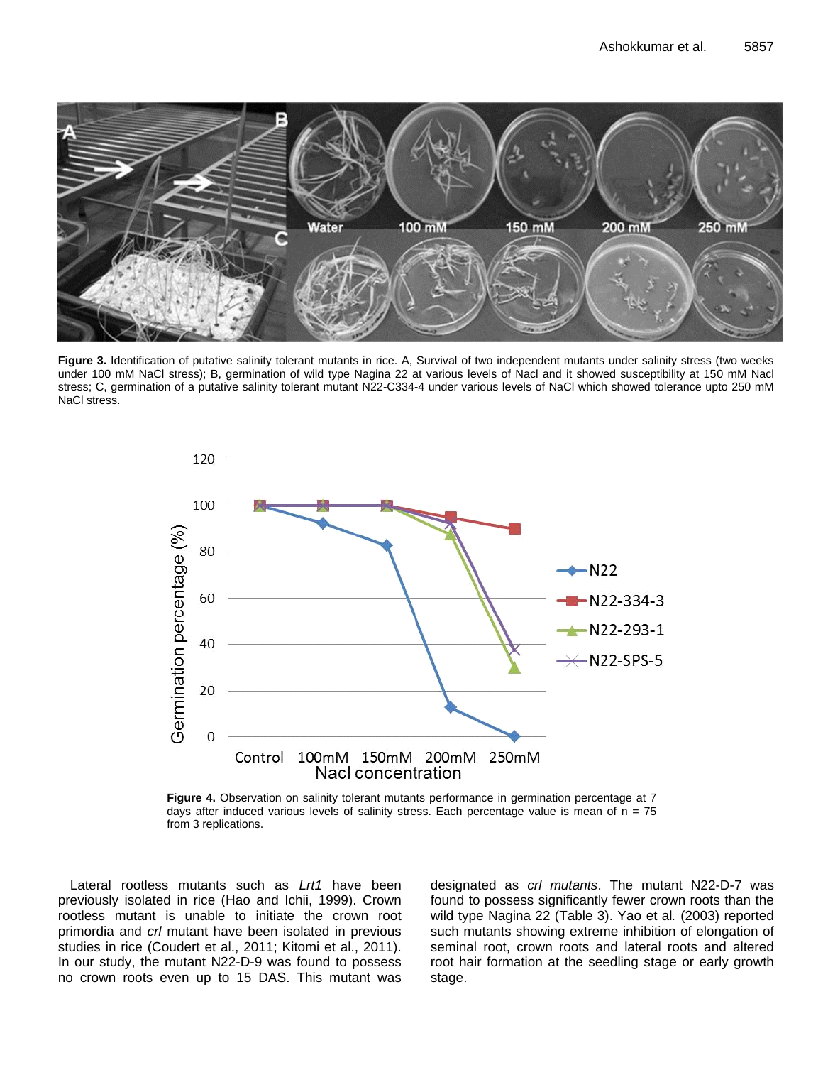**Figure 3.** Identification of putative salinity tolerant mutants in rice. A, Survival of two independent mutants under salinity stress (two weeks under 100 mM NaCl stress); B, germination of wild type Nagina 22 at various levels of Nacl and it showed susceptibility at 150 mM Nacl stress; C, germination of a putative salinity tolerant mutant N22-C334-4 under various levels of NaCl which showed tolerance upto 250 mM NaCl stress.

**Figure 4.** Observation on salinity tolerant mutants performance in germination percentage at 7 days after induced various levels of salinity stress. Each percentage value is mean of n = 75 from 3 replications.

Lateral rootless mutants such as *Lrt1* have been previously isolated in rice (Hao and Ichii, 1999). Crown rootless mutant is unable to initiate the crown root primordia and *crl* mutant have been isolated in previous studies in rice (Coudert et al., 2011; Kitomi et al., 2011). In our study, the mutant N22-D-9 was found to possess no crown roots even up to 15 DAS. This mutant was designated as *crl mutants*. The mutant N22-D-7 was found to possess significantly fewer crown roots than the wild type Nagina 22 (Table 3). Yao et al*.* (2003) reported such mutants showing extreme inhibition of elongation of seminal root, crown roots and lateral roots and altered root hair formation at the seedling stage or early growth stage.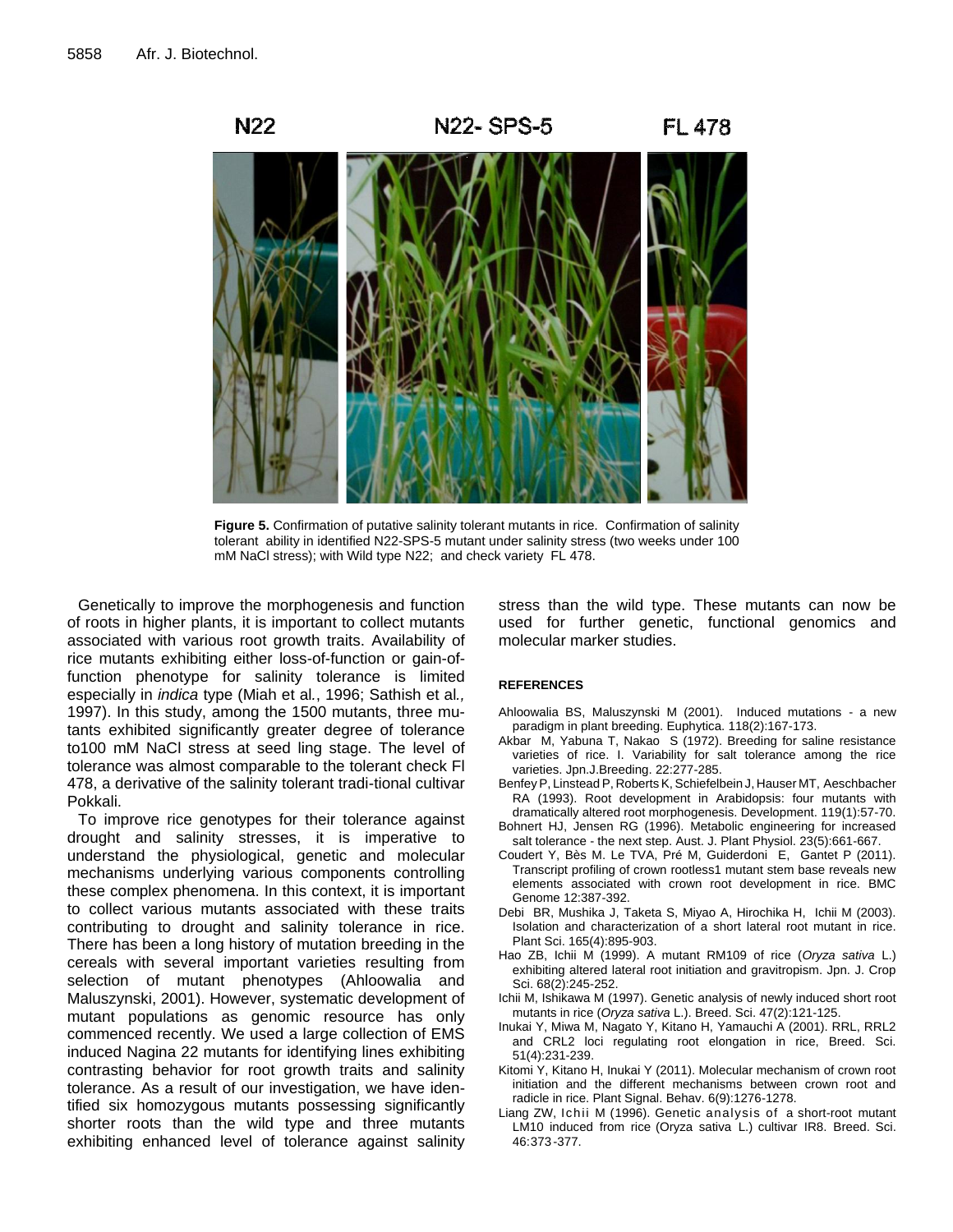N22 N22- SPS-5 FL 478

**Figure 5.** Confirmation of putative salinity tolerant mutants in rice. Confirmation of salinity tolerant ability in identified N22-SPS-5 mutant under salinity stress (two weeks under 100 mM NaCl stress); with Wild type N22; and check variety FL 478.

Genetically to improve the morphogenesis and function of roots in higher plants, it is important to collect mutants associated with various root growth traits. Availability of rice mutants exhibiting either loss-of-function or gain-of-function phenotype for salinity tolerance is limited especially in *indica* type (Miah et al*.*, 1996; Sathish et al*.,* 1997). In this study, among the 1500 mutants, three mutants exhibited significantly greater degree of tolerance to100 mM NaCl stress at seed ling stage. The level of tolerance was almost comparable to the tolerant check Fl 478, a derivative of the salinity tolerant tradi-tional cultivar Pokkali.

To improve rice genotypes for their tolerance against drought and salinity stresses, it is imperative to understand the physiological, genetic and molecular mechanisms underlying various components controlling these complex phenomena. In this context, it is important to collect various mutants associated with these traits contributing to drought and salinity tolerance in rice. There has been a long history of mutation breeding in the cereals with several important varieties resulting from selection of mutant phenotypes (Ahloowalia and Maluszynski, 2001). However, systematic development of mutant populations as genomic resource has only commenced recently. We used a large collection of EMS induced Nagina 22 mutants for identifying lines exhibiting contrasting behavior for root growth traits and salinity tolerance. As a result of our investigation, we have identified six homozygous mutants possessing significantly shorter roots than the wild type and three mutants exhibiting enhanced level of tolerance against salinity stress than the wild type. These mutants can now be used for further genetic, functional genomics and molecular marker studies.

## REFERENCES

Ahloowalia BS, Maluszynski M (2001). Induced mutations - a new paradigm in plant breeding. Euphytica. 118(2):167-173.

Akbar M, Yabuna T, Nakao S (1972). Breeding for saline resistance varieties of rice. I. Variability for salt tolerance among the rice varieties. Jpn.J.Breeding. 22:277-285.

Benfey P, Linstead P, Roberts K, Schiefelbein J, Hauser MT, Aeschbacher RA (1993). Root development in Arabidopsis: four mutants with dramatically altered root morphogenesis. Development. 119(1):57-70.

Bohnert HJ, Jensen RG (1996). Metabolic engineering for increased salt tolerance - the next step. Aust. J. Plant Physiol. 23(5):661-667.

Coudert Y, Bès M. Le TVA, Pré M, Guiderdoni E, Gantet P (2011). Transcript profiling of crown rootless1 mutant stem base reveals new elements associated with crown root development in rice. BMC Genome 12:387-392.

Debi BR, Mushika J, Taketa S, Miyao A, Hirochika H, Ichii M (2003). Isolation and characterization of a short lateral root mutant in rice. Plant Sci. 165(4):895-903.

Hao ZB, Ichii M (1999). A mutant RM109 of rice (*Oryza sativa* L.) exhibiting altered lateral root initiation and gravitropism. Jpn. J. Crop Sci. 68(2):245-252.

Ichii M, Ishikawa M (1997). Genetic analysis of newly induced short root mutants in rice (*Oryza sativa* L.). Breed. Sci. 47(2):121-125.

Inukai Y, Miwa M, Nagato Y, Kitano H, Yamauchi A (2001). RRL, RRL2 and CRL2 loci regulating root elongation in rice, Breed. Sci. 51(4):231-239.

Kitomi Y, Kitano H, Inukai Y (2011). Molecular mechanism of crown root initiation and the different mechanisms between crown root and radicle in rice. Plant Signal. Behav. 6(9):1276-1278.

Liang ZW, Ichii M (1996). Genetic analysis of a short-root mutant LM10 induced from rice (Oryza sativa L.) cultivar IR8. Breed. Sci. 46:373-377.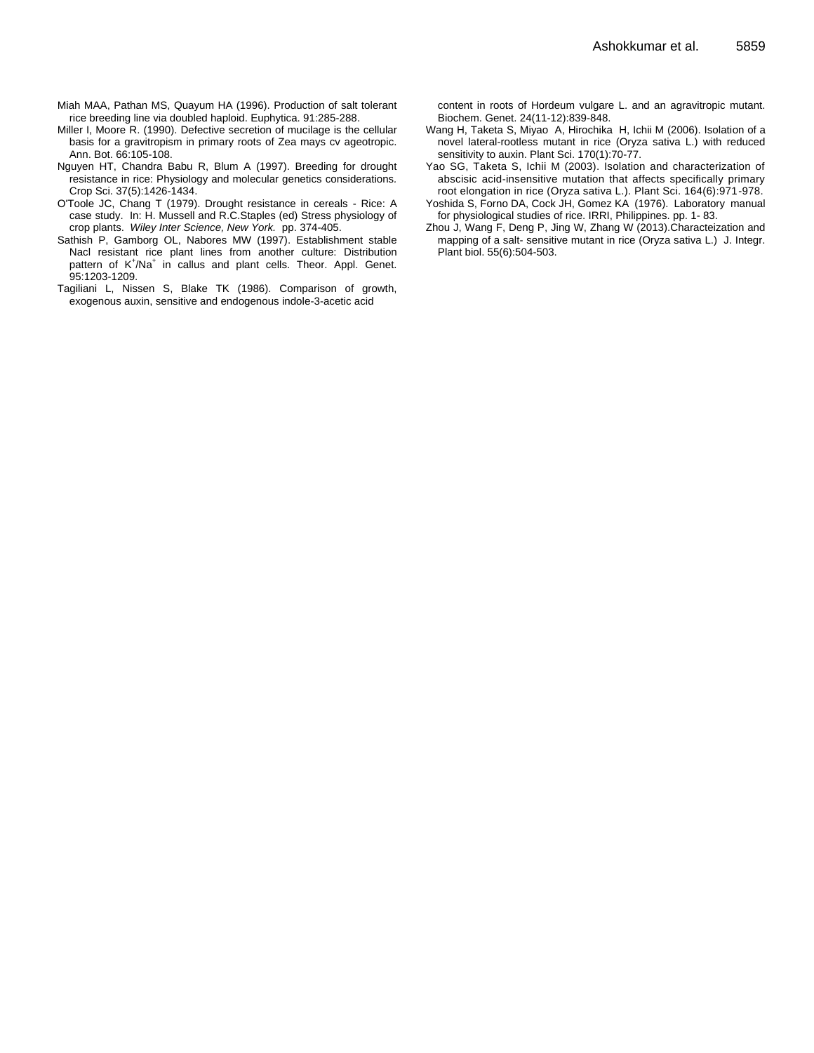Miah MAA, Pathan MS, Quayum HA (1996). Production of salt tolerant rice breeding line via doubled haploid. Euphytica. 91:285-288.

Miller I, Moore R. (1990). Defective secretion of mucilage is the cellular basis for a gravitropism in primary roots of Zea mays cv ageotropic. Ann. Bot. 66:105-108.

Nguyen HT, Chandra Babu R, Blum A (1997). Breeding for drought resistance in rice: Physiology and molecular genetics considerations. Crop Sci. 37(5):1426-1434.

O'Toole JC, Chang T (1979). Drought resistance in cereals - Rice: A case study. In: H. Mussell and R.C.Staples (ed) Stress physiology of crop plants. *Wiley Inter Science, New York.* pp. 374-405.

Sathish P, Gamborg OL, Nabores MW (1997). Establishment stable Nacl resistant rice plant lines from another culture: Distribution pattern of $K^+/Na^+$ in callus and plant cells. Theor. Appl. Genet. 95:1203-1209.

Tagiliani L, Nissen S, Blake TK (1986). Comparison of growth, exogenous auxin, sensitive and endogenous indole-3-acetic acid content in roots of Hordeum vulgare L. and an agravitropic mutant. Biochem. Genet. 24(11-12):839-848.

Wang H, Taketa S, Miyao A, Hirochika H, Ichii M (2006). Isolation of a novel lateral-rootless mutant in rice (Oryza sativa L.) with reduced sensitivity to auxin. Plant Sci. 170(1):70-77.

Yao SG, Taketa S, Ichii M (2003). Isolation and characterization of abscisic acid-insensitive mutation that affects specifically primary root elongation in rice (Oryza sativa L.). Plant Sci. 164(6):971-978.

Yoshida S, Forno DA, Cock JH, Gomez KA (1976). Laboratory manual for physiological studies of rice. IRRI, Philippines. pp. 1- 83.

Zhou J, Wang F, Deng P, Jing W, Zhang W (2013).Characteization and mapping of a salt- sensitive mutant in rice (Oryza sativa L.) J. Integr. Plant biol. 55(6):504-503.